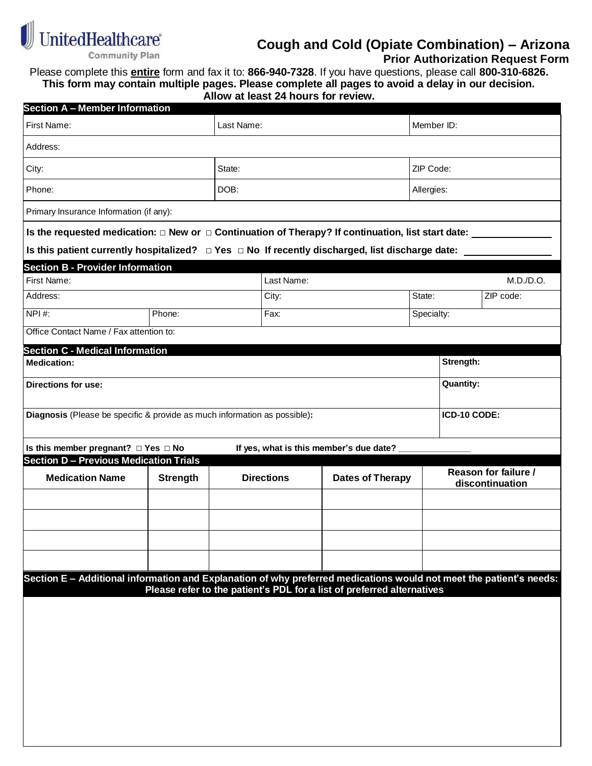UnitedHealthcare Community Plan

# Cough and Cold (Opiate Combination) – Arizona

## Prior Authorization Request Form

Please complete this **entire** form and fax it to: **866-940-7328**. If you have questions, please call **800-310-6826.**

**This form may contain multiple pages. Please complete all pages to avoid a delay in our decision.**

**Allow at least 24 hours for review.**

### Section A – Member Information

| First Name: | Last Name: | Member ID: |
|---|---|---|
| Address: | | |
| City: | State: | ZIP Code: |
| Phone: | DOB: | Allergies: |
| Primary Insurance Information (if any): | | |

**Is the requested medication:** □ **New or** □ **Continuation of Therapy? If continuation, list start date:** ____________

**Is this patient currently hospitalized?** □ **Yes** □ **No If recently discharged, list discharge date:** ____________

### Section B - Provider Information

| First Name: | | Last Name: | M.D./D.O. | |
|---|---|---|---|---|
| Address: | | City: | State: | ZIP code: |
| NPI #: | Phone: | Fax: | Specialty: | |
| Office Contact Name / Fax attention to: | | | | |

### Section C - Medical Information

| **Medication:** | **Strength:** |
|---|---|
| **Directions for use:** | **Quantity:** |
| **Diagnosis** (Please be specific & provide as much information as possible)**:** | **ICD-10 CODE:** |

**Is this member pregnant?** □ **Yes** □ **No** **If yes, what is this member's due date?** ____________

### Section D – Previous Medication Trials

| Medication Name | Strength | Directions | Dates of Therapy | Reason for failure / discontinuation |
|---|---|---|---|---|
| | | | | |
| | | | | |
| | | | | |
| | | | | |

### Section E – Additional information and Explanation of why preferred medications would not meet the patient's needs: Please refer to the patient's PDL for a list of preferred alternatives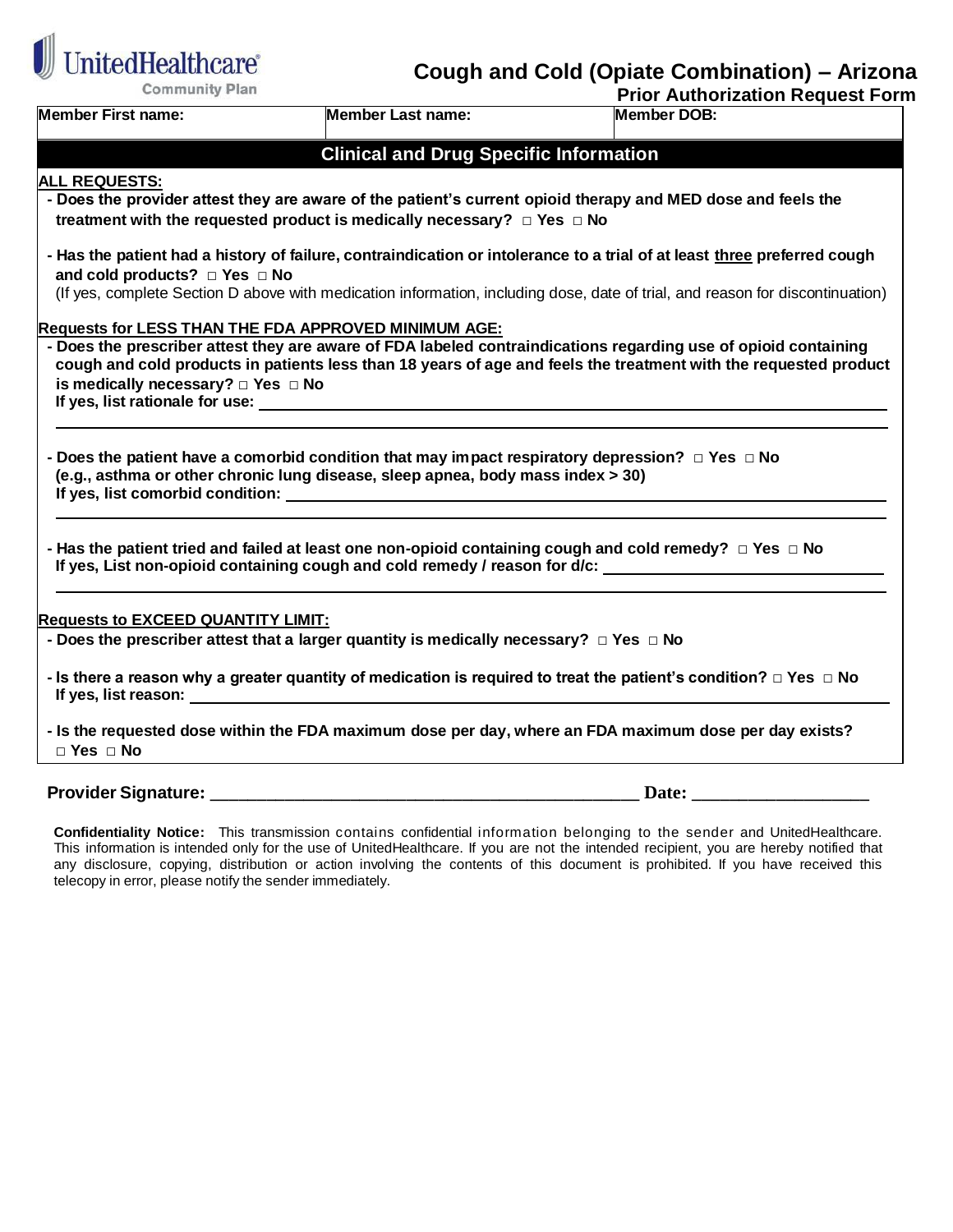UnitedHealthcare Community Plan

# Cough and Cold (Opiate Combination) – Arizona

## Prior Authorization Request Form

| Member First name: | Member Last name: | Member DOB: |
| --- | --- | --- |
| | | |

### Clinical and Drug Specific Information

**ALL REQUESTS:**

- **Does the provider attest they are aware of the patient's current opioid therapy and MED dose and feels the treatment with the requested product is medically necessary? □ Yes □ No**

- **Has the patient had a history of failure, contraindication or intolerance to a trial of at least <u>three</u> preferred cough and cold products? □ Yes □ No**
  (If yes, complete Section D above with medication information, including dose, date of trial, and reason for discontinuation)

**Requests for LESS THAN THE FDA APPROVED MINIMUM AGE:**

- **Does the prescriber attest they are aware of FDA labeled contraindications regarding use of opioid containing cough and cold products in patients less than 18 years of age and feels the treatment with the requested product is medically necessary? □ Yes □ No**
  **If yes, list rationale for use:** ______________________________

- **Does the patient have a comorbid condition that may impact respiratory depression? □ Yes □ No**
  **(e.g., asthma or other chronic lung disease, sleep apnea, body mass index > 30)**
  **If yes, list comorbid condition:** ______________________________

- **Has the patient tried and failed at least one non-opioid containing cough and cold remedy? □ Yes □ No**
  **If yes, List non-opioid containing cough and cold remedy / reason for d/c:** ______________________________

**Requests to EXCEED QUANTITY LIMIT:**

- **Does the prescriber attest that a larger quantity is medically necessary? □ Yes □ No**

- **Is there a reason why a greater quantity of medication is required to treat the patient's condition? □ Yes □ No**
  **If yes, list reason:** ______________________________

- **Is the requested dose within the FDA maximum dose per day, where an FDA maximum dose per day exists?**
  **□ Yes □ No**

**Provider Signature:** ______________________________ **Date:** ____________________

**Confidentiality Notice:** This transmission contains confidential information belonging to the sender and UnitedHealthcare. This information is intended only for the use of UnitedHealthcare. If you are not the intended recipient, you are hereby notified that any disclosure, copying, distribution or action involving the contents of this document is prohibited. If you have received this telecopy in error, please notify the sender immediately.